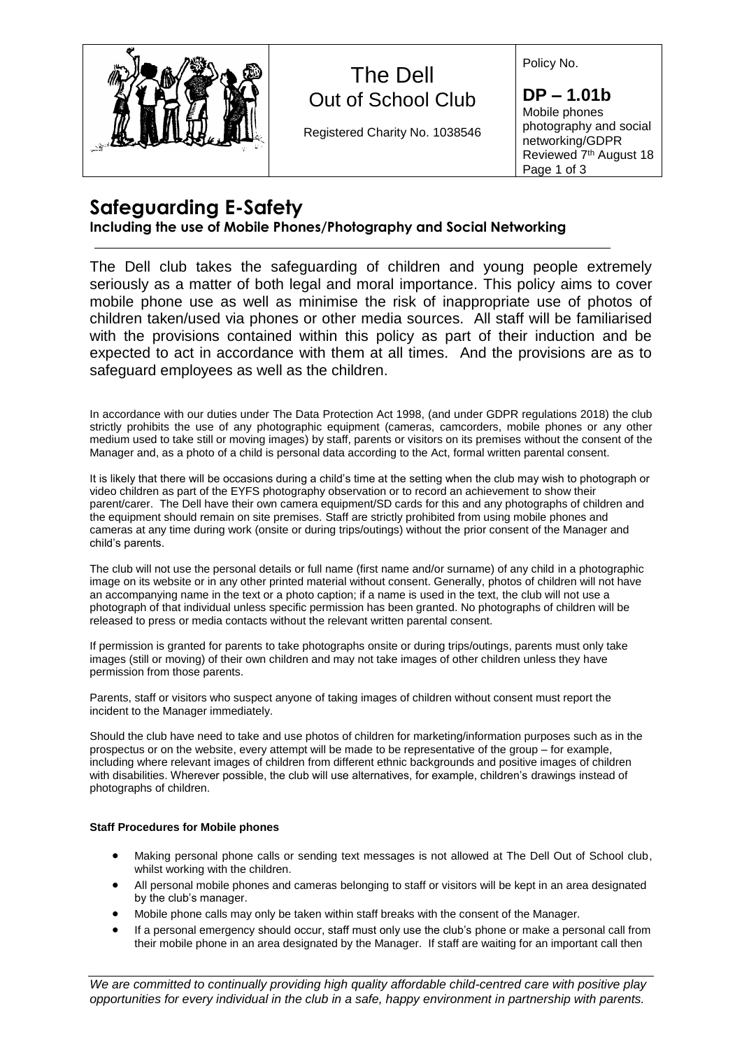| | The Dell<br>Out of School Club<br><br>Registered Charity No. 1038546 | Policy No.<br><br>**DP – 1.01b**<br>Mobile phones photography and social networking/GDPR<br>Reviewed 7th August 18 |
|---|---|---|

# Safeguarding E-Safety

**Including the use of Mobile Phones/Photography and Social Networking**

The Dell club takes the safeguarding of children and young people extremely seriously as a matter of both legal and moral importance. This policy aims to cover mobile phone use as well as minimise the risk of inappropriate use of photos of children taken/used via phones or other media sources. All staff will be familiarised with the provisions contained within this policy as part of their induction and be expected to act in accordance with them at all times. And the provisions are as to safeguard employees as well as the children.

In accordance with our duties under The Data Protection Act 1998, (and under GDPR regulations 2018) the club strictly prohibits the use of any photographic equipment (cameras, camcorders, mobile phones or any other medium used to take still or moving images) by staff, parents or visitors on its premises without the consent of the Manager and, as a photo of a child is personal data according to the Act, formal written parental consent.

It is likely that there will be occasions during a child's time at the setting when the club may wish to photograph or video children as part of the EYFS photography observation or to record an achievement to show their parent/carer. The Dell have their own camera equipment/SD cards for this and any photographs of children and the equipment should remain on site premises. Staff are strictly prohibited from using mobile phones and cameras at any time during work (onsite or during trips/outings) without the prior consent of the Manager and child's parents.

The club will not use the personal details or full name (first name and/or surname) of any child in a photographic image on its website or in any other printed material without consent. Generally, photos of children will not have an accompanying name in the text or a photo caption; if a name is used in the text, the club will not use a photograph of that individual unless specific permission has been granted. No photographs of children will be released to press or media contacts without the relevant written parental consent.

If permission is granted for parents to take photographs onsite or during trips/outings, parents must only take images (still or moving) of their own children and may not take images of other children unless they have permission from those parents.

Parents, staff or visitors who suspect anyone of taking images of children without consent must report the incident to the Manager immediately.

Should the club have need to take and use photos of children for marketing/information purposes such as in the prospectus or on the website, every attempt will be made to be representative of the group – for example, including where relevant images of children from different ethnic backgrounds and positive images of children with disabilities. Wherever possible, the club will use alternatives, for example, children's drawings instead of photographs of children.

**Staff Procedures for Mobile phones**

- Making personal phone calls or sending text messages is not allowed at The Dell Out of School club, whilst working with the children.
- All personal mobile phones and cameras belonging to staff or visitors will be kept in an area designated by the club's manager.
- Mobile phone calls may only be taken within staff breaks with the consent of the Manager.
- If a personal emergency should occur, staff must only use the club's phone or make a personal call from their mobile phone in an area designated by the Manager. If staff are waiting for an important call then

*We are committed to continually providing high quality affordable child-centred care with positive play opportunities for every individual in the club in a safe, happy environment in partnership with parents.*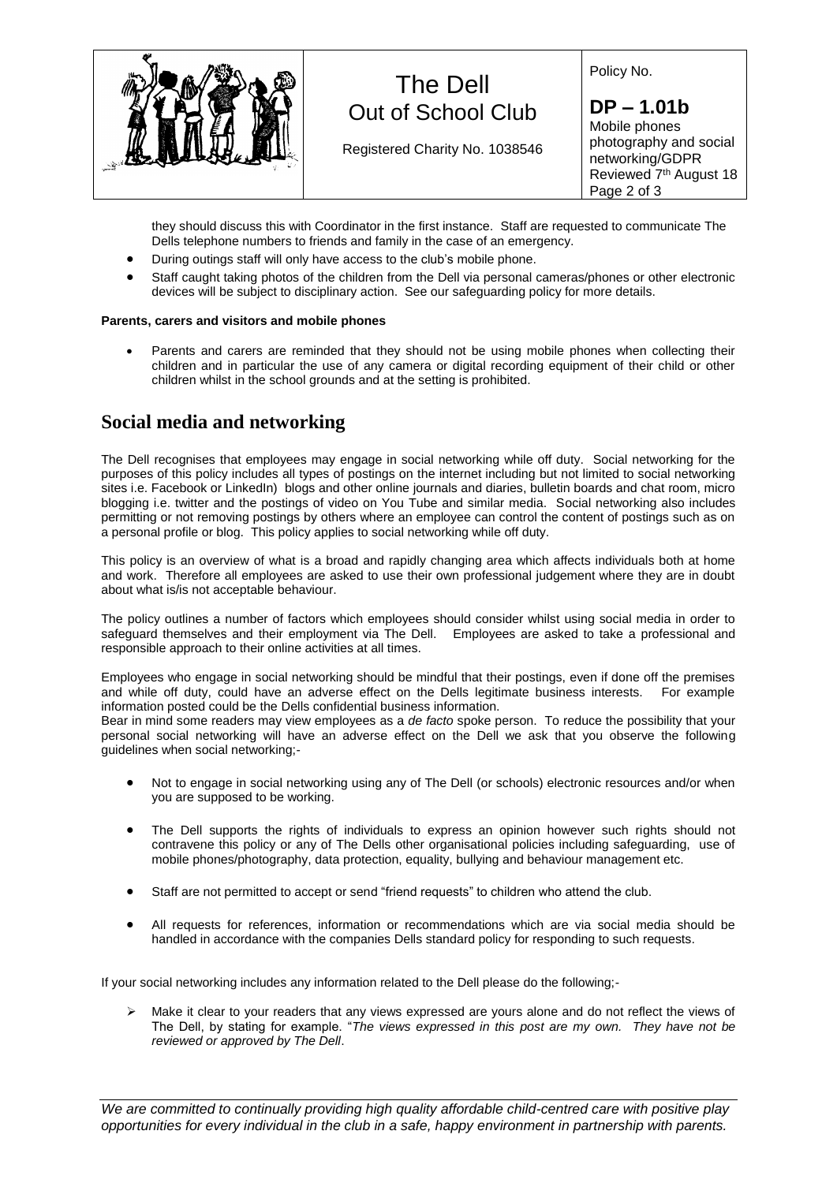they should discuss this with Coordinator in the first instance. Staff are requested to communicate The Dells telephone numbers to friends and family in the case of an emergency.

- During outings staff will only have access to the club's mobile phone.
- Staff caught taking photos of the children from the Dell via personal cameras/phones or other electronic devices will be subject to disciplinary action. See our safeguarding policy for more details.

**Parents, carers and visitors and mobile phones**

- Parents and carers are reminded that they should not be using mobile phones when collecting their children and in particular the use of any camera or digital recording equipment of their child or other children whilst in the school grounds and at the setting is prohibited.

## Social media and networking

The Dell recognises that employees may engage in social networking while off duty. Social networking for the purposes of this policy includes all types of postings on the internet including but not limited to social networking sites i.e. Facebook or LinkedIn) blogs and other online journals and diaries, bulletin boards and chat room, micro blogging i.e. twitter and the postings of video on You Tube and similar media. Social networking also includes permitting or not removing postings by others where an employee can control the content of postings such as on a personal profile or blog. This policy applies to social networking while off duty.

This policy is an overview of what is a broad and rapidly changing area which affects individuals both at home and work. Therefore all employees are asked to use their own professional judgement where they are in doubt about what is/is not acceptable behaviour.

The policy outlines a number of factors which employees should consider whilst using social media in order to safeguard themselves and their employment via The Dell. Employees are asked to take a professional and responsible approach to their online activities at all times.

Employees who engage in social networking should be mindful that their postings, even if done off the premises and while off duty, could have an adverse effect on the Dells legitimate business interests. For example information posted could be the Dells confidential business information.
Bear in mind some readers may view employees as a *de facto* spoke person. To reduce the possibility that your personal social networking will have an adverse effect on the Dell we ask that you observe the following guidelines when social networking;-

- Not to engage in social networking using any of The Dell (or schools) electronic resources and/or when you are supposed to be working.

- The Dell supports the rights of individuals to express an opinion however such rights should not contravene this policy or any of The Dells other organisational policies including safeguarding, use of mobile phones/photography, data protection, equality, bullying and behaviour management etc.

- Staff are not permitted to accept or send "friend requests" to children who attend the club.

- All requests for references, information or recommendations which are via social media should be handled in accordance with the companies Dells standard policy for responding to such requests.

If your social networking includes any information related to the Dell please do the following;-

- Make it clear to your readers that any views expressed are yours alone and do not reflect the views of The Dell, by stating for example. "*The views expressed in this post are my own. They have not be reviewed or approved by The Dell*.

*We are committed to continually providing high quality affordable child-centred care with positive play opportunities for every individual in the club in a safe, happy environment in partnership with parents.*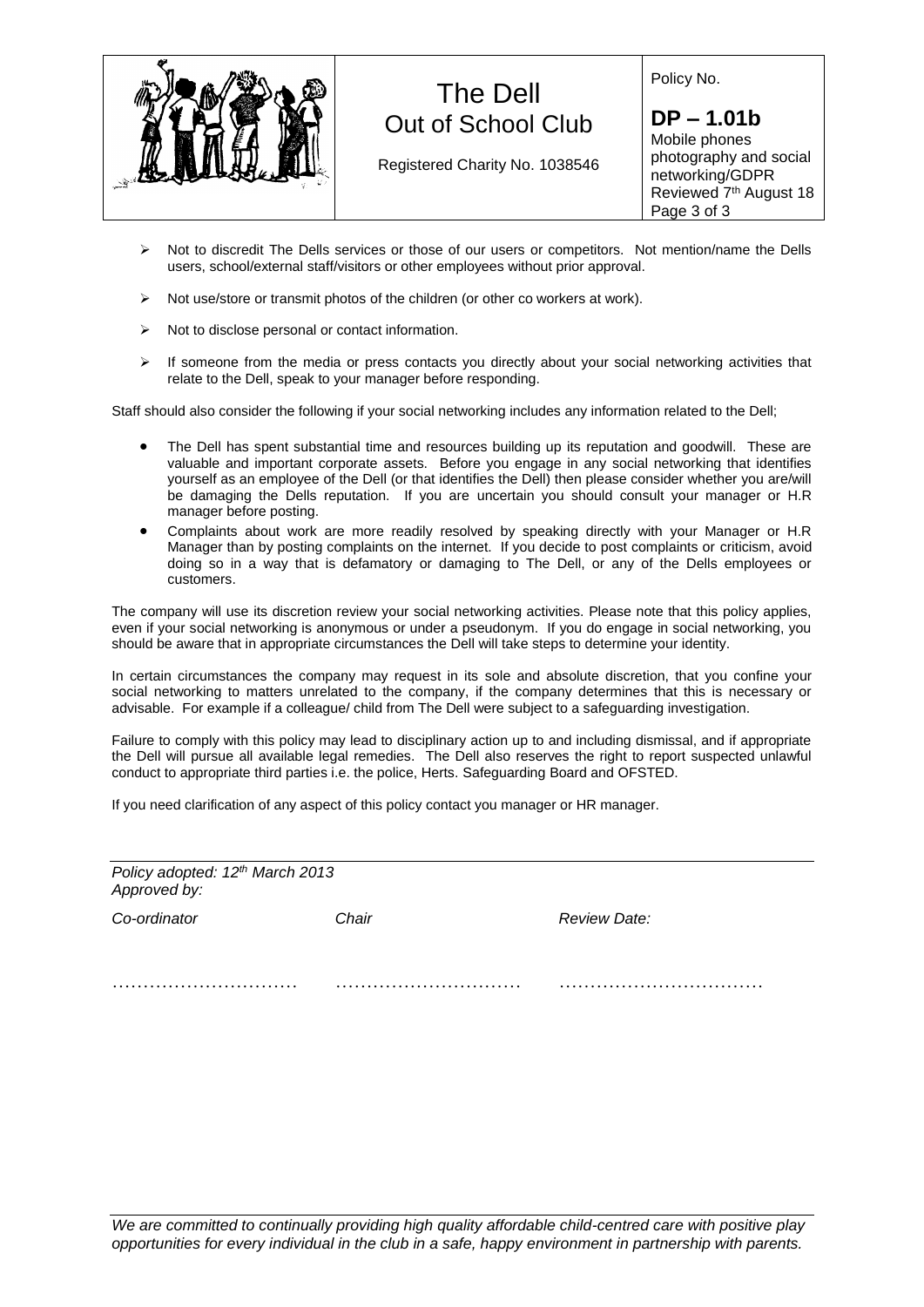- Not to discredit The Dells services or those of our users or competitors. Not mention/name the Dells users, school/external staff/visitors or other employees without prior approval.
- Not use/store or transmit photos of the children (or other co workers at work).
- Not to disclose personal or contact information.
- If someone from the media or press contacts you directly about your social networking activities that relate to the Dell, speak to your manager before responding.

Staff should also consider the following if your social networking includes any information related to the Dell;

- The Dell has spent substantial time and resources building up its reputation and goodwill. These are valuable and important corporate assets. Before you engage in any social networking that identifies yourself as an employee of the Dell (or that identifies the Dell) then please consider whether you are/will be damaging the Dells reputation. If you are uncertain you should consult your manager or H.R manager before posting.
- Complaints about work are more readily resolved by speaking directly with your Manager or H.R Manager than by posting complaints on the internet. If you decide to post complaints or criticism, avoid doing so in a way that is defamatory or damaging to The Dell, or any of the Dells employees or customers.

The company will use its discretion review your social networking activities. Please note that this policy applies, even if your social networking is anonymous or under a pseudonym. If you do engage in social networking, you should be aware that in appropriate circumstances the Dell will take steps to determine your identity.

In certain circumstances the company may request in its sole and absolute discretion, that you confine your social networking to matters unrelated to the company, if the company determines that this is necessary or advisable. For example if a colleague/ child from The Dell were subject to a safeguarding investigation.

Failure to comply with this policy may lead to disciplinary action up to and including dismissal, and if appropriate the Dell will pursue all available legal remedies. The Dell also reserves the right to report suspected unlawful conduct to appropriate third parties i.e. the police, Herts. Safeguarding Board and OFSTED.

If you need clarification of any aspect of this policy contact you manager or HR manager.

*Policy adopted: 12th March 2013*
*Approved by:*

| | | |
|---|---|---|
| *Co-ordinator* | *Chair* | *Review Date:* |
| ………………………… | ………………………… | …………………………… |

*We are committed to continually providing high quality affordable child-centred care with positive play opportunities for every individual in the club in a safe, happy environment in partnership with parents.*